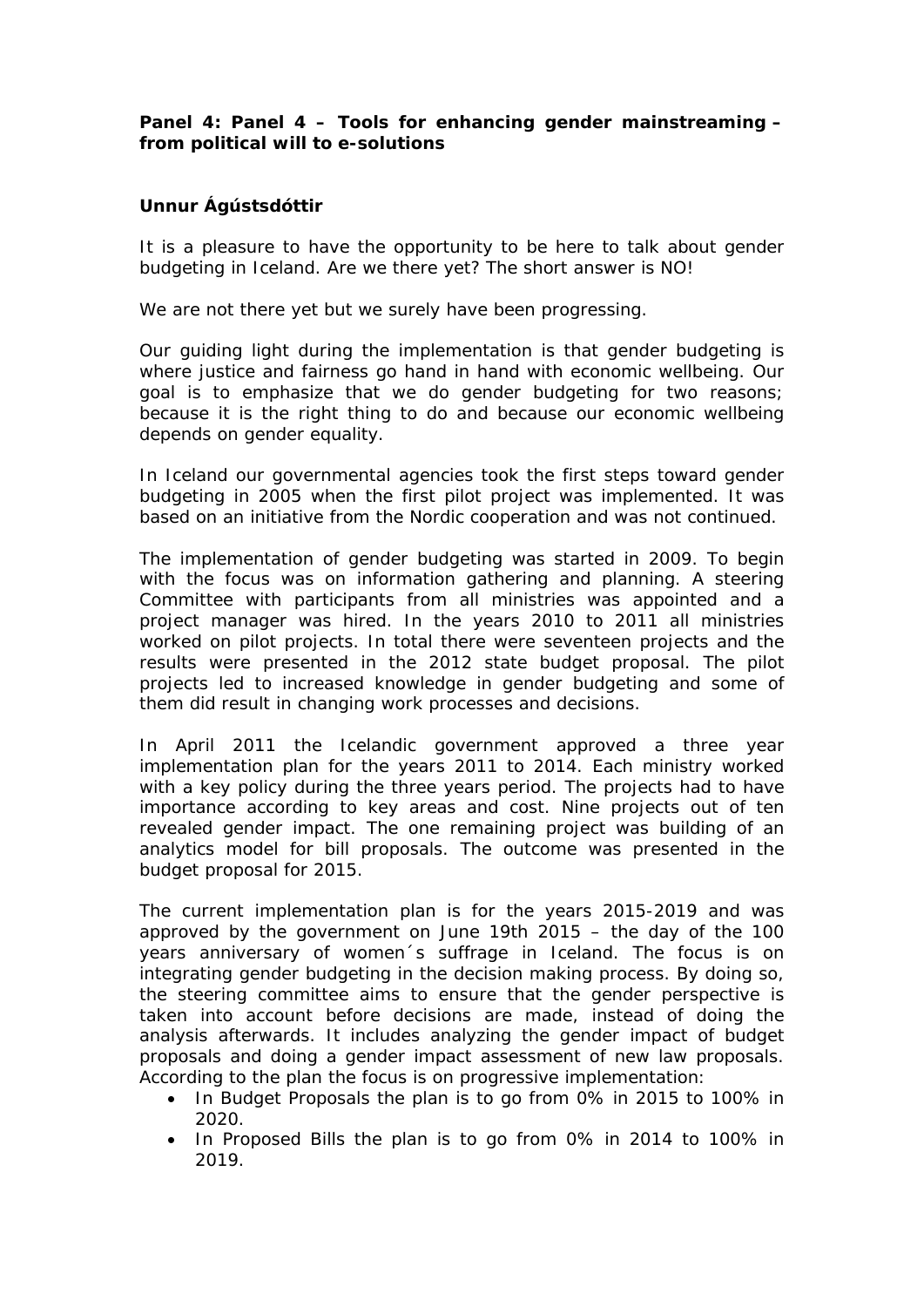**Panel 4: Panel 4 – Tools for enhancing gender mainstreaming – from political will to e-solutions**

**Unnur Ágústsdóttir**

It is a pleasure to have the opportunity to be here to talk about gender budgeting in Iceland. Are we there yet? The short answer is NO!

We are not there yet but we surely have been progressing.

Our guiding light during the implementation is that gender budgeting is where justice and fairness go hand in hand with economic wellbeing. Our goal is to emphasize that we do gender budgeting for two reasons; because it is the right thing to do and because our economic wellbeing depends on gender equality.

In Iceland our governmental agencies took the first steps toward gender budgeting in 2005 when the first pilot project was implemented. It was based on an initiative from the Nordic cooperation and was not continued.

The implementation of gender budgeting was started in 2009. To begin with the focus was on information gathering and planning. A steering Committee with participants from all ministries was appointed and a project manager was hired. In the years 2010 to 2011 all ministries worked on pilot projects. In total there were seventeen projects and the results were presented in the 2012 state budget proposal. The pilot projects led to increased knowledge in gender budgeting and some of them did result in changing work processes and decisions.

In April 2011 the Icelandic government approved a three year implementation plan for the years 2011 to 2014. Each ministry worked with a key policy during the three years period. The projects had to have importance according to key areas and cost. Nine projects out of ten revealed gender impact. The one remaining project was building of an analytics model for bill proposals. The outcome was presented in the budget proposal for 2015.

The current implementation plan is for the years 2015-2019 and was approved by the government on June 19th 2015 – the day of the 100 years anniversary of women´s suffrage in Iceland. The focus is on integrating gender budgeting in the decision making process. By doing so, the steering committee aims to ensure that the gender perspective is taken into account before decisions are made, instead of doing the analysis afterwards. It includes analyzing the gender impact of budget proposals and doing a gender impact assessment of new law proposals. According to the plan the focus is on progressive implementation:

- In Budget Proposals the plan is to go from 0% in 2015 to 100% in 2020.
- In Proposed Bills the plan is to go from 0% in 2014 to 100% in 2019.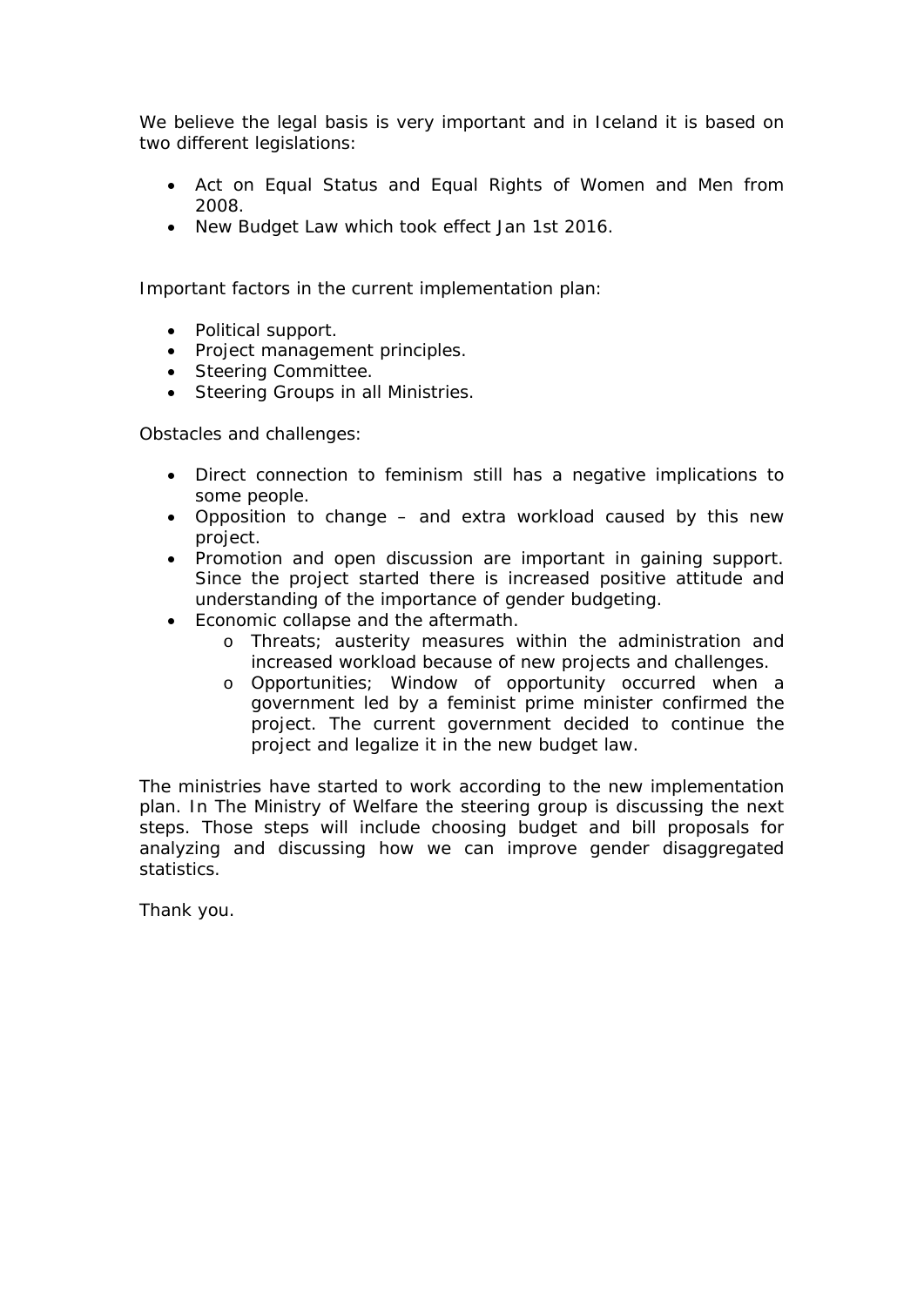We believe the legal basis is very important and in Iceland it is based on two different legislations:

- Act on Equal Status and Equal Rights of Women and Men from 2008.
- New Budget Law which took effect Jan 1st 2016.

Important factors in the current implementation plan:

- Political support.
- Project management principles.
- Steering Committee.
- Steering Groups in all Ministries.

Obstacles and challenges:

- Direct connection to feminism still has a negative implications to some people.
- Opposition to change – and extra workload caused by this new project.
- Promotion and open discussion are important in gaining support. Since the project started there is increased positive attitude and understanding of the importance of gender budgeting.
- Economic collapse and the aftermath.
  - Threats; austerity measures within the administration and increased workload because of new projects and challenges.
  - Opportunities; Window of opportunity occurred when a government led by a feminist prime minister confirmed the project. The current government decided to continue the project and legalize it in the new budget law.

The ministries have started to work according to the new implementation plan. In The Ministry of Welfare the steering group is discussing the next steps. Those steps will include choosing budget and bill proposals for analyzing and discussing how we can improve gender disaggregated statistics.

Thank you.